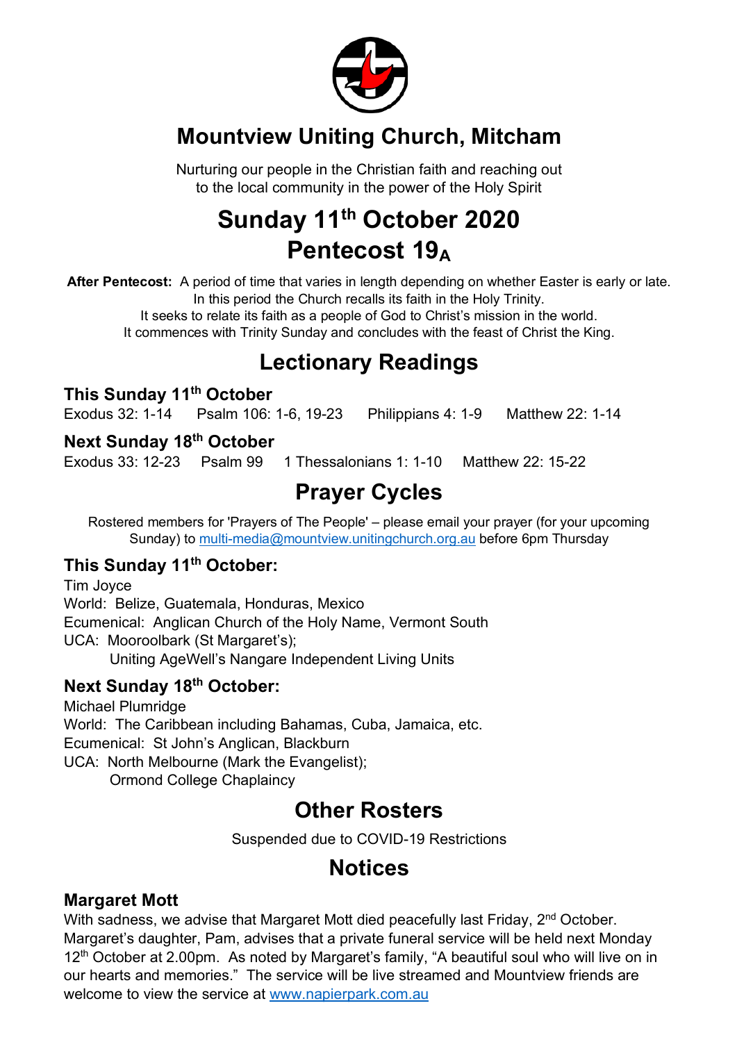# Mountview Uniting Church, Mitcham

Nurturing our people in the Christian faith and reaching out to the local community in the power of the Holy Spirit

# Sunday 11th October 2020
# Pentecost $19_A$

**After Pentecost:** A period of time that varies in length depending on whether Easter is early or late. In this period the Church recalls its faith in the Holy Trinity. It seeks to relate its faith as a people of God to Christ's mission in the world. It commences with Trinity Sunday and concludes with the feast of Christ the King.

## Lectionary Readings

### This Sunday 11th October

Exodus 32: 1-14    Psalm 106: 1-6, 19-23    Philippians 4: 1-9    Matthew 22: 1-14

### Next Sunday 18th October

Exodus 33: 12-23    Psalm 99    1 Thessalonians 1: 1-10    Matthew 22: 15-22

## Prayer Cycles

Rostered members for 'Prayers of The People' – please email your prayer (for your upcoming Sunday) to multi-media@mountview.unitingchurch.org.au before 6pm Thursday

### This Sunday 11th October:

Tim Joyce
World: Belize, Guatemala, Honduras, Mexico
Ecumenical: Anglican Church of the Holy Name, Vermont South
UCA: Mooroolbark (St Margaret's);
Uniting AgeWell's Nangare Independent Living Units

### Next Sunday 18th October:

Michael Plumridge
World: The Caribbean including Bahamas, Cuba, Jamaica, etc.
Ecumenical: St John's Anglican, Blackburn
UCA: North Melbourne (Mark the Evangelist);
Ormond College Chaplaincy

## Other Rosters

Suspended due to COVID-19 Restrictions

## Notices

### Margaret Mott

With sadness, we advise that Margaret Mott died peacefully last Friday, 2nd October. Margaret's daughter, Pam, advises that a private funeral service will be held next Monday 12th October at 2.00pm. As noted by Margaret's family, "A beautiful soul who will live on in our hearts and memories." The service will be live streamed and Mountview friends are welcome to view the service at www.napierpark.com.au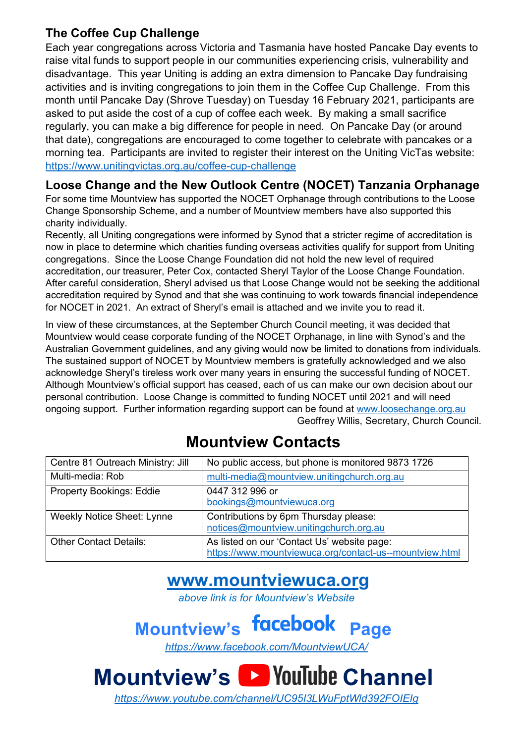## The Coffee Cup Challenge

Each year congregations across Victoria and Tasmania have hosted Pancake Day events to raise vital funds to support people in our communities experiencing crisis, vulnerability and disadvantage. This year Uniting is adding an extra dimension to Pancake Day fundraising activities and is inviting congregations to join them in the Coffee Cup Challenge. From this month until Pancake Day (Shrove Tuesday) on Tuesday 16 February 2021, participants are asked to put aside the cost of a cup of coffee each week. By making a small sacrifice regularly, you can make a big difference for people in need. On Pancake Day (or around that date), congregations are encouraged to come together to celebrate with pancakes or a morning tea. Participants are invited to register their interest on the Uniting VicTas website: https://www.unitingvictas.org.au/coffee-cup-challenge

## Loose Change and the New Outlook Centre (NOCET) Tanzania Orphanage

For some time Mountview has supported the NOCET Orphanage through contributions to the Loose Change Sponsorship Scheme, and a number of Mountview members have also supported this charity individually.

Recently, all Uniting congregations were informed by Synod that a stricter regime of accreditation is now in place to determine which charities funding overseas activities qualify for support from Uniting congregations. Since the Loose Change Foundation did not hold the new level of required accreditation, our treasurer, Peter Cox, contacted Sheryl Taylor of the Loose Change Foundation. After careful consideration, Sheryl advised us that Loose Change would not be seeking the additional accreditation required by Synod and that she was continuing to work towards financial independence for NOCET in 2021. An extract of Sheryl's email is attached and we invite you to read it.

In view of these circumstances, at the September Church Council meeting, it was decided that Mountview would cease corporate funding of the NOCET Orphanage, in line with Synod's and the Australian Government guidelines, and any giving would now be limited to donations from individuals. The sustained support of NOCET by Mountview members is gratefully acknowledged and we also acknowledge Sheryl's tireless work over many years in ensuring the successful funding of NOCET. Although Mountview's official support has ceased, each of us can make our own decision about our personal contribution. Loose Change is committed to funding NOCET until 2021 and will need ongoing support. Further information regarding support can be found at www.loosechange.org.au

Geoffrey Willis, Secretary, Church Council.

# Mountview Contacts

| | |
|---|---|
| Centre 81 Outreach Ministry: Jill | No public access, but phone is monitored 9873 1726 |
| Multi-media: Rob | multi-media@mountview.unitingchurch.org.au |
| Property Bookings: Eddie | 0447 312 996 or bookings@mountviewuca.org |
| Weekly Notice Sheet: Lynne | Contributions by 6pm Thursday please: notices@mountview.unitingchurch.org.au |
| Other Contact Details: | As listed on our 'Contact Us' website page: https://www.mountviewuca.org/contact-us--mountview.html |

## www.mountviewuca.org

*above link is for Mountview's Website*

## Mountview's facebook Page

*https://www.facebook.com/MountviewUCA/*

## Mountview's YouTube Channel

*https://www.youtube.com/channel/UC95I3LWuFptWld392FOIElg*